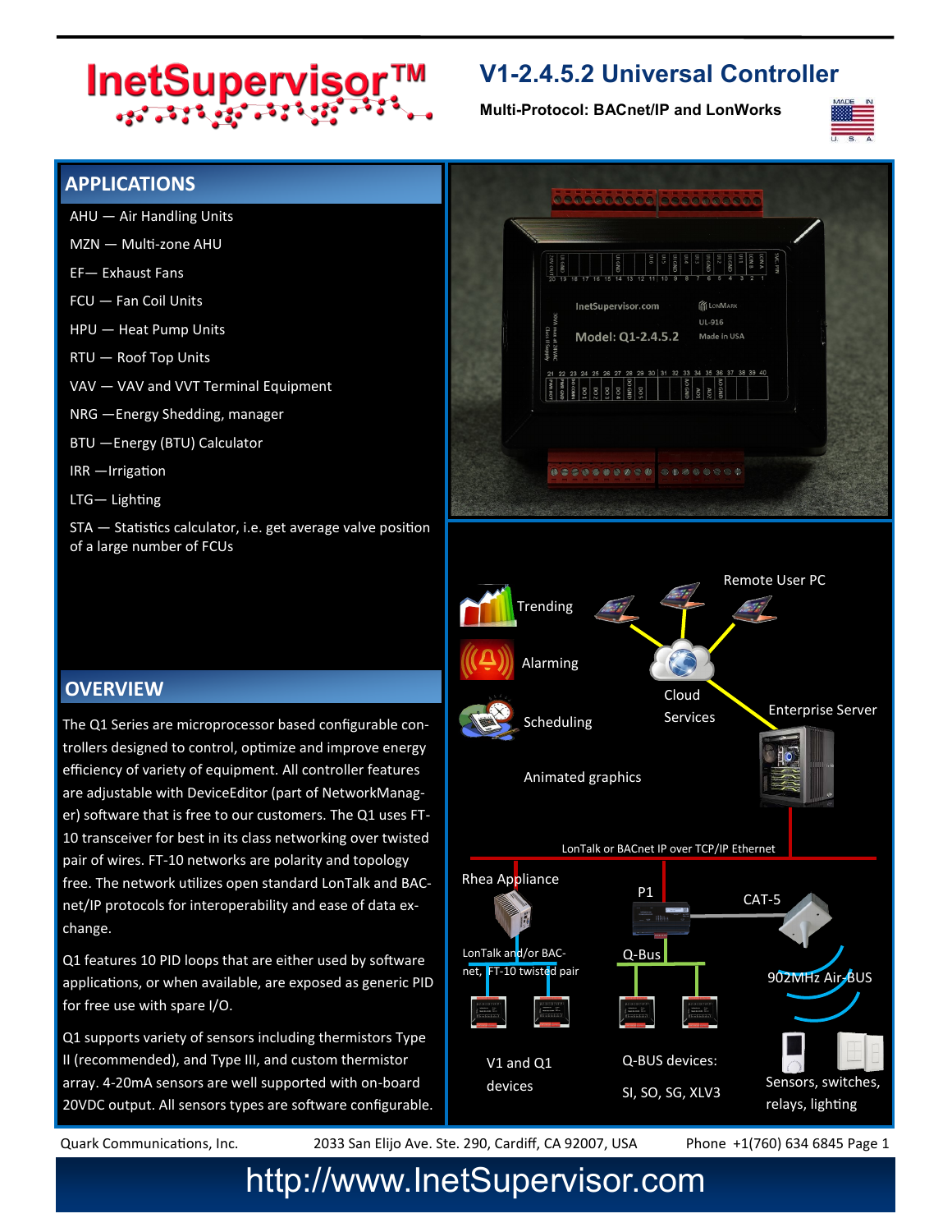# InetSupervisor™

## V1-2.4.5.2 Universal Controller

**Multi-Protocol: BACnet/IP and LonWorks**

## APPLICATIONS

- AHU — Air Handling Units
- MZN — Multi-zone AHU
- EF— Exhaust Fans
- FCU — Fan Coil Units
- HPU — Heat Pump Units
- RTU — Roof Top Units
- VAV — VAV and VVT Terminal Equipment
- NRG —Energy Shedding, manager
- BTU —Energy (BTU) Calculator
- IRR —Irrigation
- LTG— Lighting
- STA — Statistics calculator, i.e. get average valve position of a large number of FCUs

## OVERVIEW

The Q1 Series are microprocessor based configurable controllers designed to control, optimize and improve energy efficiency of variety of equipment. All controller features are adjustable with DeviceEditor (part of NetworkManager) software that is free to our customers. The Q1 uses FT-10 transceiver for best in its class networking over twisted pair of wires. FT-10 networks are polarity and topology free. The network utilizes open standard LonTalk and BACnet/IP protocols for interoperability and ease of data exchange.

Q1 features 10 PID loops that are either used by software applications, or when available, are exposed as generic PID for free use with spare I/O.

Q1 supports variety of sensors including thermistors Type II (recommended), and Type III, and custom thermistor array. 4-20mA sensors are well supported with on-board 20VDC output. All sensors types are software configurable.

Quark Communications, Inc. 2033 San Elijo Ave. Ste. 290, Cardiff, CA 92007, USA Phone +1(760) 634 6845

http://www.InetSupervisor.com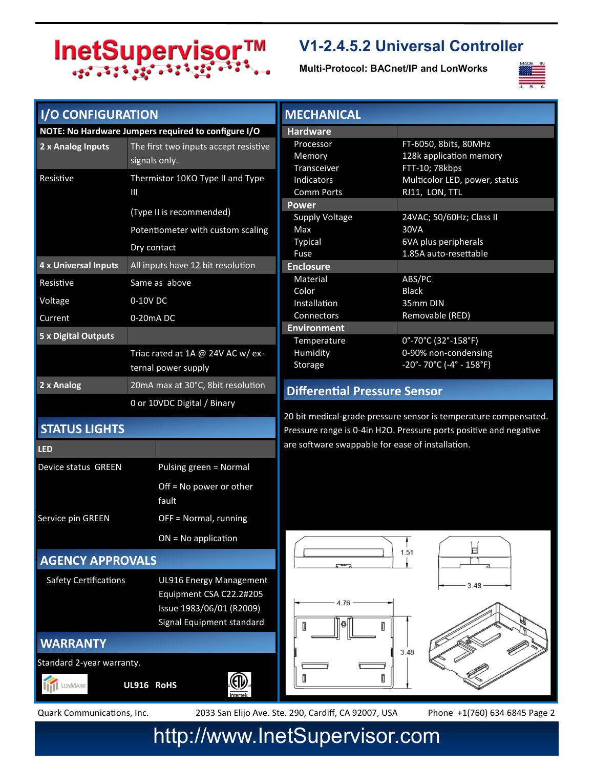# InetSupervisor™

## V1-2.4.5.2 Universal Controller

**Multi-Protocol: BACnet/IP and LonWorks**

## I/O CONFIGURATION

**NOTE: No Hardware Jumpers required to configure I/O**

| | |
|---|---|
| **2 x Analog Inputs** | The first two inputs accept resistive signals only. |
| Resistive | Thermistor 10KΩ Type II and Type III |
| | (Type II is recommended) |
| | Potentiometer with custom scaling |
| | Dry contact |
| **4 x Universal Inputs** | All inputs have 12 bit resolution |
| Resistive | Same as above |
| Voltage | 0-10V DC |
| Current | 0-20mA DC |
| **5 x Digital Outputs** | |
| | Triac rated at 1A @ 24V AC w/ external power supply |
| **2 x Analog** | 20mA max at 30°C, 8bit resolution |
| | 0 or 10VDC Digital / Binary |

## STATUS LIGHTS

| **LED** | |
|---|---|
| Device status GREEN | Pulsing green = Normal |
| | Off = No power or other fault |
| Service pin GREEN | OFF = Normal, running |
| | ON = No application |

## AGENCY APPROVALS

| | |
|---|---|
| Safety Certifications | UL916 Energy Management Equipment CSA C22.2#205 Issue 1983/06/01 (R2009) Signal Equipment standard |

## WARRANTY

Standard 2-year warranty.

UL916 RoHS

## MECHANICAL

| **Hardware** | |
|---|---|
| Processor | FT-6050, 8bits, 80MHz |
| Memory | 128k application memory |
| Transceiver | FTT-10; 78kbps |
| Indicators | Multicolor LED, power, status |
| Comm Ports | RJ11, LON, TTL |
| **Power** | |
| Supply Voltage | 24VAC; 50/60Hz; Class II |
| Max | 30VA |
| Typical | 6VA plus peripherals |
| Fuse | 1.85A auto-resettable |
| **Enclosure** | |
| Material | ABS/PC |
| Color | Black |
| Installation | 35mm DIN |
| Connectors | Removable (RED) |
| **Environment** | |
| Temperature | 0°-70°C (32°-158°F) |
| Humidity | 0-90% non-condensing |
| Storage | -20°- 70°C (-4° - 158°F) |

## Differential Pressure Sensor

20 bit medical-grade pressure sensor is temperature compensated. Pressure range is 0-4in H2O. Pressure ports positive and negative are software swappable for ease of installation.

1.51

3.48

4.76

3.48

Quark Communications, Inc. 2033 San Elijo Ave. Ste. 290, Cardiff, CA 92007, USA Phone +1(760) 634 6845

http://www.InetSupervisor.com